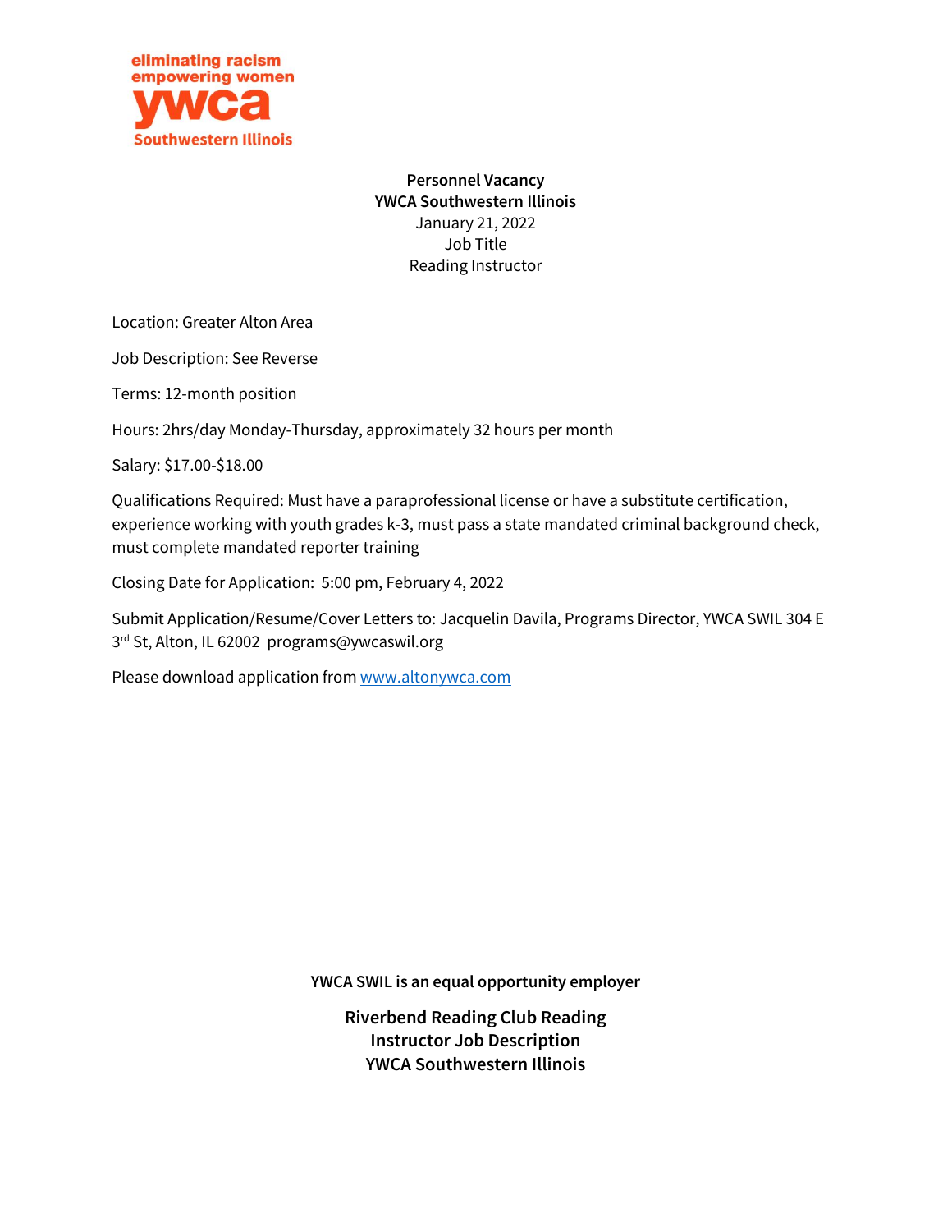eliminating racism
empowering women
ywca
Southwestern Illinois

**Personnel Vacancy**
**YWCA Southwestern Illinois**
January 21, 2022
Job Title
Reading Instructor

Location: Greater Alton Area

Job Description: See Reverse

Terms: 12-month position

Hours: 2hrs/day Monday-Thursday, approximately 32 hours per month

Salary: $17.00-$18.00

Qualifications Required: Must have a paraprofessional license or have a substitute certification, experience working with youth grades k-3, must pass a state mandated criminal background check, must complete mandated reporter training

Closing Date for Application: 5:00 pm, February 4, 2022

Submit Application/Resume/Cover Letters to: Jacquelin Davila, Programs Director, YWCA SWIL 304 E 3rd St, Alton, IL 62002 programs@ywcaswil.org

Please download application from www.altonywca.com

**YWCA SWIL is an equal opportunity employer**

## Riverbend Reading Club Reading Instructor Job Description YWCA Southwestern Illinois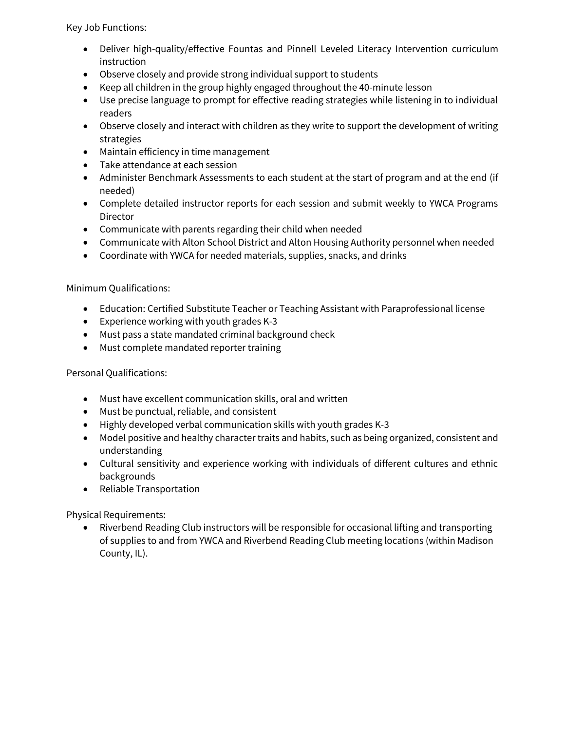Key Job Functions:

- Deliver high-quality/effective Fountas and Pinnell Leveled Literacy Intervention curriculum instruction
- Observe closely and provide strong individual support to students
- Keep all children in the group highly engaged throughout the 40-minute lesson
- Use precise language to prompt for effective reading strategies while listening in to individual readers
- Observe closely and interact with children as they write to support the development of writing strategies
- Maintain efficiency in time management
- Take attendance at each session
- Administer Benchmark Assessments to each student at the start of program and at the end (if needed)
- Complete detailed instructor reports for each session and submit weekly to YWCA Programs Director
- Communicate with parents regarding their child when needed
- Communicate with Alton School District and Alton Housing Authority personnel when needed
- Coordinate with YWCA for needed materials, supplies, snacks, and drinks

Minimum Qualifications:

- Education: Certified Substitute Teacher or Teaching Assistant with Paraprofessional license
- Experience working with youth grades K-3
- Must pass a state mandated criminal background check
- Must complete mandated reporter training

Personal Qualifications:

- Must have excellent communication skills, oral and written
- Must be punctual, reliable, and consistent
- Highly developed verbal communication skills with youth grades K-3
- Model positive and healthy character traits and habits, such as being organized, consistent and understanding
- Cultural sensitivity and experience working with individuals of different cultures and ethnic backgrounds
- Reliable Transportation

Physical Requirements:

- Riverbend Reading Club instructors will be responsible for occasional lifting and transporting of supplies to and from YWCA and Riverbend Reading Club meeting locations (within Madison County, IL).